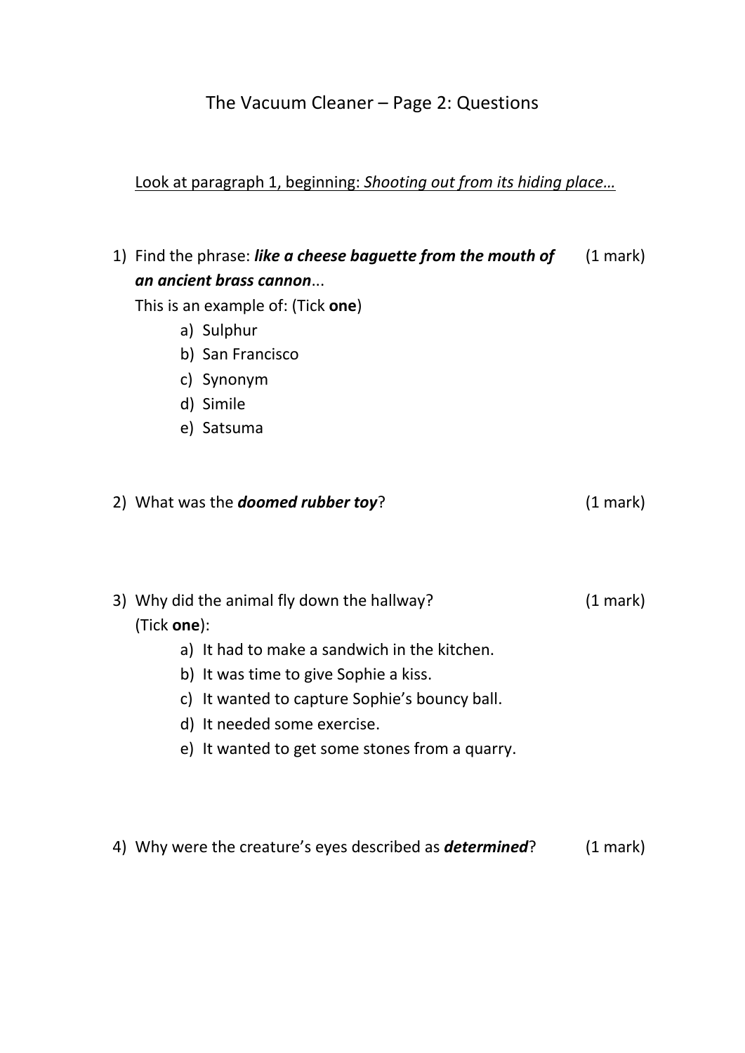# The Vacuum Cleaner – Page 2: Questions

<u>Look at paragraph 1, beginning: *Shooting out from its hiding place…*</u>

1) Find the phrase: ***like a cheese baguette from the mouth of an ancient brass cannon***... (1 mark)
   This is an example of: (Tick **one**)
   a) Sulphur
   b) San Francisco
   c) Synonym
   d) Simile
   e) Satsuma

2) What was the ***doomed rubber toy***? (1 mark)

3) Why did the animal fly down the hallway? (1 mark)
   (Tick **one**):
   a) It had to make a sandwich in the kitchen.
   b) It was time to give Sophie a kiss.
   c) It wanted to capture Sophie's bouncy ball.
   d) It needed some exercise.
   e) It wanted to get some stones from a quarry.

4) Why were the creature's eyes described as ***determined***? (1 mark)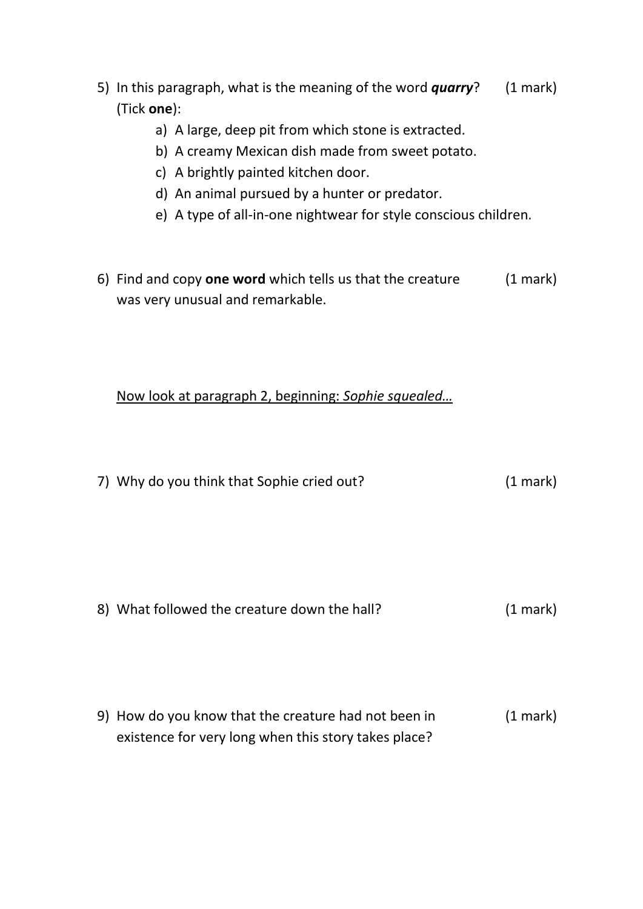5) In this paragraph, what is the meaning of the word ***quarry***? (1 mark)
   (Tick **one**):
   a) A large, deep pit from which stone is extracted.
   b) A creamy Mexican dish made from sweet potato.
   c) A brightly painted kitchen door.
   d) An animal pursued by a hunter or predator.
   e) A type of all-in-one nightwear for style conscious children.

6) Find and copy **one word** which tells us that the creature was very unusual and remarkable. (1 mark)

<u>Now look at paragraph 2, beginning: *Sophie squealed…*</u>

7) Why do you think that Sophie cried out? (1 mark)

8) What followed the creature down the hall? (1 mark)

9) How do you know that the creature had not been in existence for very long when this story takes place? (1 mark)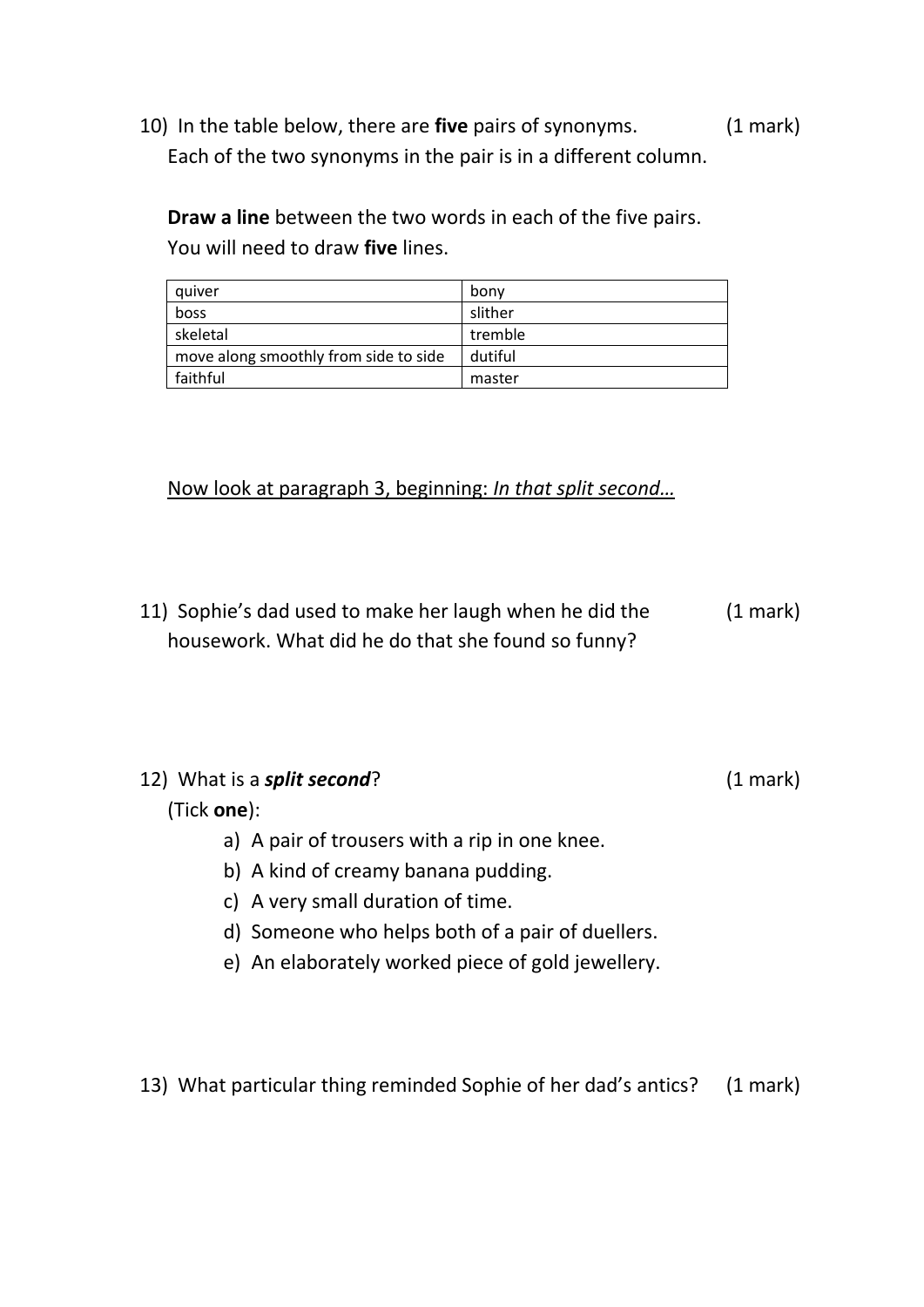10) In the table below, there are **five** pairs of synonyms. (1 mark)
Each of the two synonyms in the pair is in a different column.

**Draw a line** between the two words in each of the five pairs.
You will need to draw **five** lines.

| quiver | bony |
|---|---|
| boss | slither |
| skeletal | tremble |
| move along smoothly from side to side | dutiful |
| faithful | master |

<u>Now look at paragraph 3, beginning: *In that split second…*</u>

11) Sophie's dad used to make her laugh when he did the housework. What did he do that she found so funny? (1 mark)

12) What is a ***split second***? (1 mark)
(Tick **one**):

a) A pair of trousers with a rip in one knee.
b) A kind of creamy banana pudding.
c) A very small duration of time.
d) Someone who helps both of a pair of duellers.
e) An elaborately worked piece of gold jewellery.

13) What particular thing reminded Sophie of her dad's antics? (1 mark)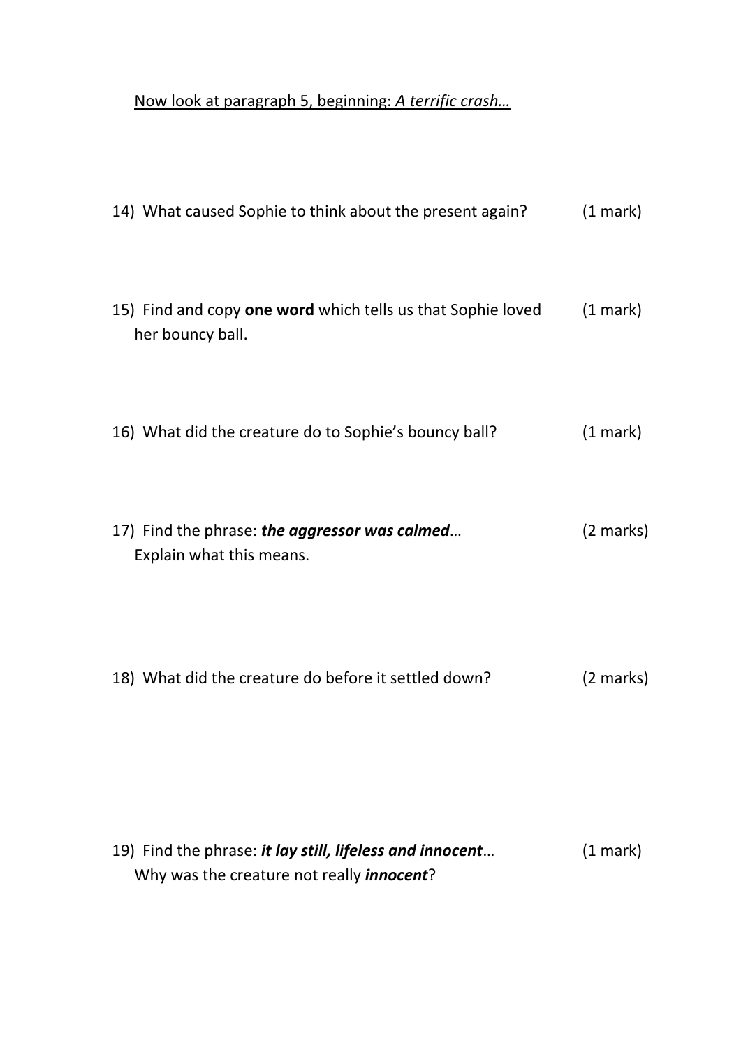<u>Now look at paragraph 5, beginning: *A terrific crash…*</u>

14) What caused Sophie to think about the present again? (1 mark)

15) Find and copy **one word** which tells us that Sophie loved her bouncy ball. (1 mark)

16) What did the creature do to Sophie's bouncy ball? (1 mark)

17) Find the phrase: ***the aggressor was calmed***… Explain what this means. (2 marks)

18) What did the creature do before it settled down? (2 marks)

19) Find the phrase: ***it lay still, lifeless and innocent***… Why was the creature not really ***innocent***? (1 mark)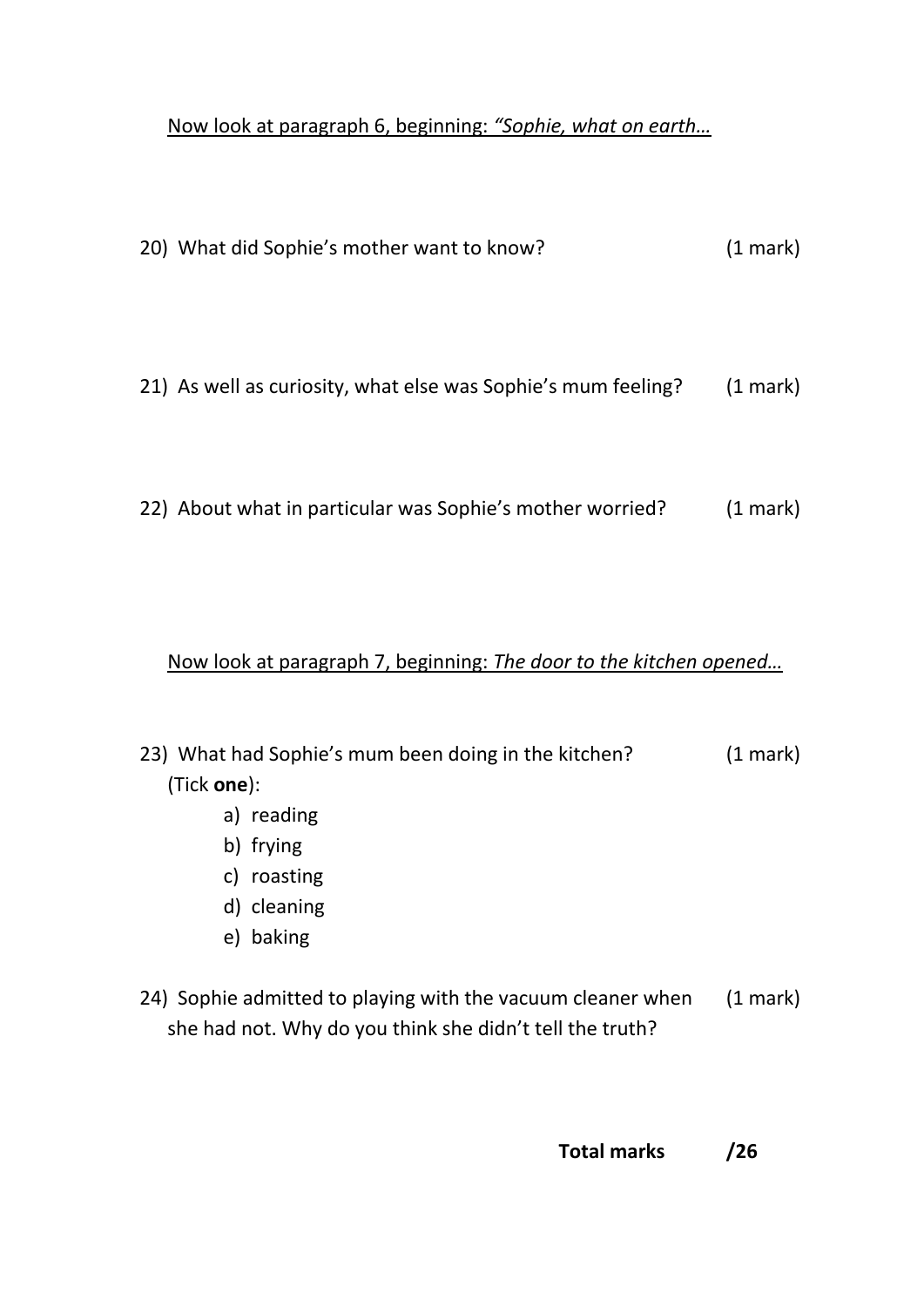<u>Now look at paragraph 6, beginning: *"Sophie, what on earth…*</u>

20) What did Sophie's mother want to know? (1 mark)

21) As well as curiosity, what else was Sophie's mum feeling? (1 mark)

22) About what in particular was Sophie's mother worried? (1 mark)

<u>Now look at paragraph 7, beginning: *The door to the kitchen opened…*</u>

23) What had Sophie's mum been doing in the kitchen? (1 mark)
(Tick **one**):
   a) reading
   b) frying
   c) roasting
   d) cleaning
   e) baking

24) Sophie admitted to playing with the vacuum cleaner when she had not. Why do you think she didn't tell the truth? (1 mark)

**Total marks /26**